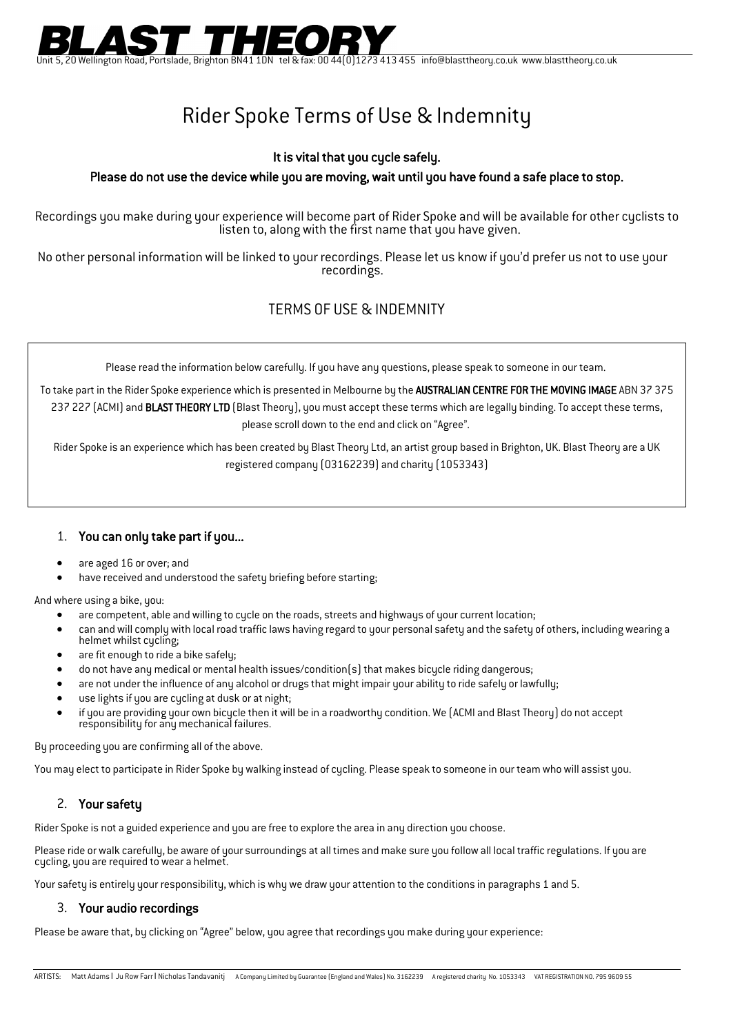// BLAST THEORY

Unit 5, 20 Wellington Road, Portslade, Brighton BN41 1DN tel & fax: 00 44(0)1273 413 455 info@blasttheory.co.uk www.blasttheory.co.uk

# Rider Spoke Terms of Use & Indemnity

**It is vital that you cycle safely.**

**Please do not use the device while you are moving, wait until you have found a safe place to stop.**

Recordings you make during your experience will become part of Rider Spoke and will be available for other cyclists to listen to, along with the first name that you have given.

No other personal information will be linked to your recordings. Please let us know if you'd prefer us not to use your recordings.

## TERMS OF USE & INDEMNITY

Please read the information below carefully. If you have any questions, please speak to someone in our team.

To take part in the Rider Spoke experience which is presented in Melbourne by the **AUSTRALIAN CENTRE FOR THE MOVING IMAGE** ABN 37 375 237 227 (ACMI) and **BLAST THEORY LTD** (Blast Theory), you must accept these terms which are legally binding. To accept these terms, please scroll down to the end and click on "Agree".

Rider Spoke is an experience which has been created by Blast Theory Ltd, an artist group based in Brighton, UK. Blast Theory are a UK registered company (03162239) and charity (1053343)

### 1. You can only take part if you…

- are aged 16 or over; and
- have received and understood the safety briefing before starting;

And where using a bike, you:

- are competent, able and willing to cycle on the roads, streets and highways of your current location;
- can and will comply with local road traffic laws having regard to your personal safety and the safety of others, including wearing a helmet whilst cycling;
- are fit enough to ride a bike safely;
- do not have any medical or mental health issues/condition(s) that makes bicycle riding dangerous;
- are not under the influence of any alcohol or drugs that might impair your ability to ride safely or lawfully;
- use lights if you are cycling at dusk or at night;
- if you are providing your own bicycle then it will be in a roadworthy condition. We (ACMI and Blast Theory) do not accept responsibility for any mechanical failures.

By proceeding you are confirming all of the above.

You may elect to participate in Rider Spoke by walking instead of cycling. Please speak to someone in our team who will assist you.

### 2. Your safety

Rider Spoke is not a guided experience and you are free to explore the area in any direction you choose.

Please ride or walk carefully, be aware of your surroundings at all times and make sure you follow all local traffic regulations. If you are cycling, you are required to wear a helmet.

Your safety is entirely your responsibility, which is why we draw your attention to the conditions in paragraphs 1 and 5.

### 3. Your audio recordings

Please be aware that, by clicking on "Agree" below, you agree that recordings you make during your experience:

ARTISTS: Matt Adams | Ju Row Farr | Nicholas Tandavanitj A Company Limited by Guarantee (England and Wales) No. 3162239 A registered charity No. 1053343 VAT REGISTRATION NO. 795 9609 55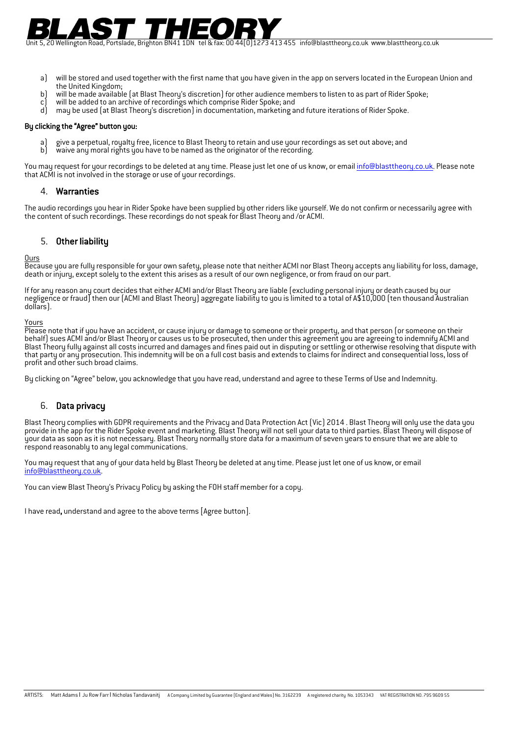a) will be stored and used together with the first name that you have given in the app on servers located in the European Union and the United Kingdom;
b) will be made available (at Blast Theory's discretion) for other audience members to listen to as part of Rider Spoke;
c) will be added to an archive of recordings which comprise Rider Spoke; and
d) may be used (at Blast Theory's discretion) in documentation, marketing and future iterations of Rider Spoke.

**By clicking the "Agree" button you:**

a) give a perpetual, royalty free, licence to Blast Theory to retain and use your recordings as set out above; and
b) waive any moral rights you have to be named as the originator of the recording.

You may request for your recordings to be deleted at any time. Please just let one of us know, or email info@blasttheory.co.uk. Please note that ACMI is not involved in the storage or use of your recordings.

## 4. Warranties

The audio recordings you hear in Rider Spoke have been supplied by other riders like yourself. We do not confirm or necessarily agree with the content of such recordings. These recordings do not speak for Blast Theory and /or ACMI.

## 5. Other liability

Ours
Because you are fully responsible for your own safety, please note that neither ACMI nor Blast Theory accepts any liability for loss, damage, death or injury, except solely to the extent this arises as a result of our own negligence, or from fraud on our part.

If for any reason any court decides that either ACMI and/or Blast Theory are liable (excluding personal injury or death caused by our negligence or fraud) then our (ACMI and Blast Theory) aggregate liability to you is limited to a total of A$10,000 (ten thousand Australian dollars).

Yours
Please note that if you have an accident, or cause injury or damage to someone or their property, and that person (or someone on their behalf) sues ACMI and/or Blast Theory or causes us to be prosecuted, then under this agreement you are agreeing to indemnify ACMI and Blast Theory fully against all costs incurred and damages and fines paid out in disputing or settling or otherwise resolving that dispute with that party or any prosecution. This indemnity will be on a full cost basis and extends to claims for indirect and consequential loss, loss of profit and other such broad claims.

By clicking on "Agree" below, you acknowledge that you have read, understand and agree to these Terms of Use and Indemnity.

## 6. Data privacy

Blast Theory complies with GDPR requirements and the Privacy and Data Protection Act (Vic) 2014 . Blast Theory will only use the data you provide in the app for the Rider Spoke event and marketing. Blast Theory will not sell your data to third parties. Blast Theory will dispose of your data as soon as it is not necessary. Blast Theory normally store data for a maximum of seven years to ensure that we are able to respond reasonably to any legal communications.

You may request that any of your data held by Blast Theory be deleted at any time. Please just let one of us know, or email info@blasttheory.co.uk.

You can view Blast Theory's Privacy Policy by asking the FOH staff member for a copy.

I have read**,** understand and agree to the above terms [Agree button].